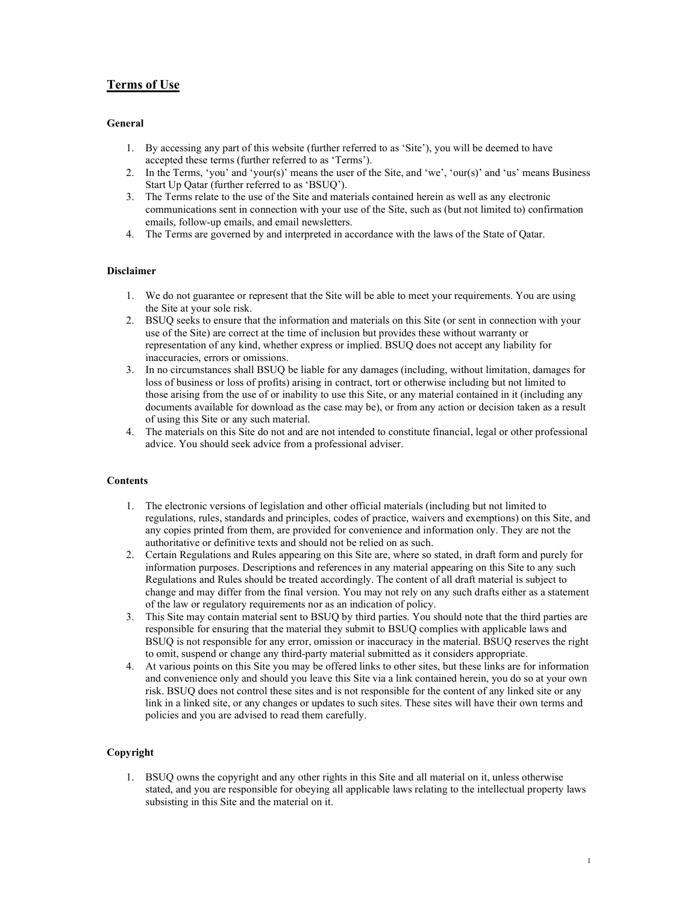# Terms of Use

### General

1. By accessing any part of this website (further referred to as 'Site'), you will be deemed to have accepted these terms (further referred to as 'Terms').
2. In the Terms, 'you' and 'your(s)' means the user of the Site, and 'we', 'our(s)' and 'us' means Business Start Up Qatar (further referred to as 'BSUQ').
3. The Terms relate to the use of the Site and materials contained herein as well as any electronic communications sent in connection with your use of the Site, such as (but not limited to) confirmation emails, follow-up emails, and email newsletters.
4. The Terms are governed by and interpreted in accordance with the laws of the State of Qatar.

### Disclaimer

1. We do not guarantee or represent that the Site will be able to meet your requirements. You are using the Site at your sole risk.
2. BSUQ seeks to ensure that the information and materials on this Site (or sent in connection with your use of the Site) are correct at the time of inclusion but provides these without warranty or representation of any kind, whether express or implied. BSUQ does not accept any liability for inaccuracies, errors or omissions.
3. In no circumstances shall BSUQ be liable for any damages (including, without limitation, damages for loss of business or loss of profits) arising in contract, tort or otherwise including but not limited to those arising from the use of or inability to use this Site, or any material contained in it (including any documents available for download as the case may be), or from any action or decision taken as a result of using this Site or any such material.
4. The materials on this Site do not and are not intended to constitute financial, legal or other professional advice. You should seek advice from a professional adviser.

### Contents

1. The electronic versions of legislation and other official materials (including but not limited to regulations, rules, standards and principles, codes of practice, waivers and exemptions) on this Site, and any copies printed from them, are provided for convenience and information only. They are not the authoritative or definitive texts and should not be relied on as such.
2. Certain Regulations and Rules appearing on this Site are, where so stated, in draft form and purely for information purposes. Descriptions and references in any material appearing on this Site to any such Regulations and Rules should be treated accordingly. The content of all draft material is subject to change and may differ from the final version. You may not rely on any such drafts either as a statement of the law or regulatory requirements nor as an indication of policy.
3. This Site may contain material sent to BSUQ by third parties. You should note that the third parties are responsible for ensuring that the material they submit to BSUQ complies with applicable laws and BSUQ is not responsible for any error, omission or inaccuracy in the material. BSUQ reserves the right to omit, suspend or change any third-party material submitted as it considers appropriate.
4. At various points on this Site you may be offered links to other sites, but these links are for information and convenience only and should you leave this Site via a link contained herein, you do so at your own risk. BSUQ does not control these sites and is not responsible for the content of any linked site or any link in a linked site, or any changes or updates to such sites. These sites will have their own terms and policies and you are advised to read them carefully.

### Copyright

1. BSUQ owns the copyright and any other rights in this Site and all material on it, unless otherwise stated, and you are responsible for obeying all applicable laws relating to the intellectual property laws subsisting in this Site and the material on it.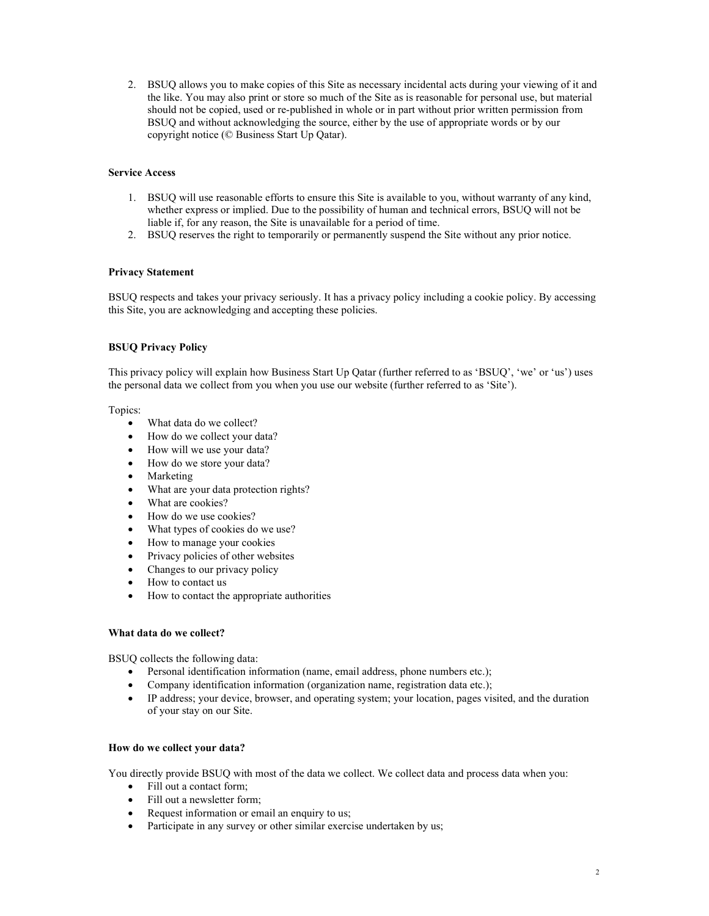2. BSUQ allows you to make copies of this Site as necessary incidental acts during your viewing of it and the like. You may also print or store so much of the Site as is reasonable for personal use, but material should not be copied, used or re-published in whole or in part without prior written permission from BSUQ and without acknowledging the source, either by the use of appropriate words or by our copyright notice (© Business Start Up Qatar).

**Service Access**

1. BSUQ will use reasonable efforts to ensure this Site is available to you, without warranty of any kind, whether express or implied. Due to the possibility of human and technical errors, BSUQ will not be liable if, for any reason, the Site is unavailable for a period of time.
2. BSUQ reserves the right to temporarily or permanently suspend the Site without any prior notice.

**Privacy Statement**

BSUQ respects and takes your privacy seriously. It has a privacy policy including a cookie policy. By accessing this Site, you are acknowledging and accepting these policies.

**BSUQ Privacy Policy**

This privacy policy will explain how Business Start Up Qatar (further referred to as 'BSUQ', 'we' or 'us') uses the personal data we collect from you when you use our website (further referred to as 'Site').

Topics:

- What data do we collect?
- How do we collect your data?
- How will we use your data?
- How do we store your data?
- Marketing
- What are your data protection rights?
- What are cookies?
- How do we use cookies?
- What types of cookies do we use?
- How to manage your cookies
- Privacy policies of other websites
- Changes to our privacy policy
- How to contact us
- How to contact the appropriate authorities

**What data do we collect?**

BSUQ collects the following data:

- Personal identification information (name, email address, phone numbers etc.);
- Company identification information (organization name, registration data etc.);
- IP address; your device, browser, and operating system; your location, pages visited, and the duration of your stay on our Site.

**How do we collect your data?**

You directly provide BSUQ with most of the data we collect. We collect data and process data when you:

- Fill out a contact form;
- Fill out a newsletter form;
- Request information or email an enquiry to us;
- Participate in any survey or other similar exercise undertaken by us;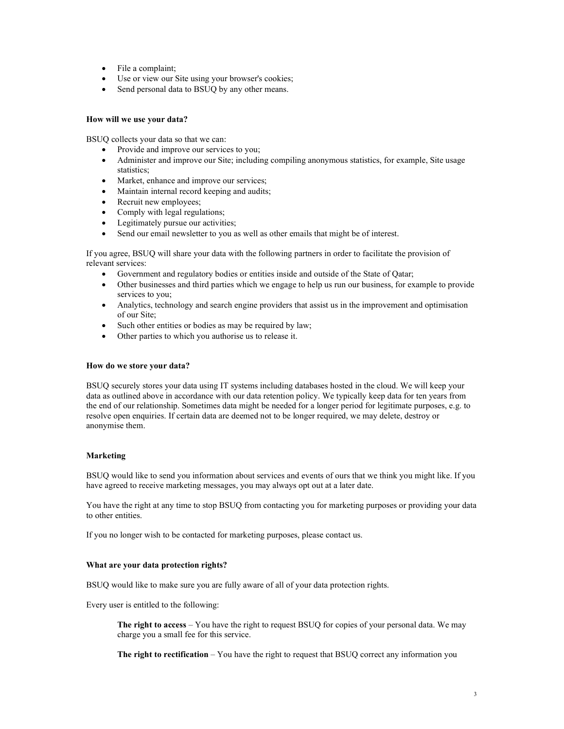- File a complaint;
- Use or view our Site using your browser's cookies;
- Send personal data to BSUQ by any other means.

**How will we use your data?**

BSUQ collects your data so that we can:

- Provide and improve our services to you;
- Administer and improve our Site; including compiling anonymous statistics, for example, Site usage statistics;
- Market, enhance and improve our services;
- Maintain internal record keeping and audits;
- Recruit new employees;
- Comply with legal regulations;
- Legitimately pursue our activities;
- Send our email newsletter to you as well as other emails that might be of interest.

If you agree, BSUQ will share your data with the following partners in order to facilitate the provision of relevant services:

- Government and regulatory bodies or entities inside and outside of the State of Qatar;
- Other businesses and third parties which we engage to help us run our business, for example to provide services to you;
- Analytics, technology and search engine providers that assist us in the improvement and optimisation of our Site;
- Such other entities or bodies as may be required by law;
- Other parties to which you authorise us to release it.

**How do we store your data?**

BSUQ securely stores your data using IT systems including databases hosted in the cloud. We will keep your data as outlined above in accordance with our data retention policy. We typically keep data for ten years from the end of our relationship. Sometimes data might be needed for a longer period for legitimate purposes, e.g. to resolve open enquiries. If certain data are deemed not to be longer required, we may delete, destroy or anonymise them.

**Marketing**

BSUQ would like to send you information about services and events of ours that we think you might like. If you have agreed to receive marketing messages, you may always opt out at a later date.

You have the right at any time to stop BSUQ from contacting you for marketing purposes or providing your data to other entities.

If you no longer wish to be contacted for marketing purposes, please contact us.

**What are your data protection rights?**

BSUQ would like to make sure you are fully aware of all of your data protection rights.

Every user is entitled to the following:

> **The right to access** – You have the right to request BSUQ for copies of your personal data. We may charge you a small fee for this service.
>
> **The right to rectification** – You have the right to request that BSUQ correct any information you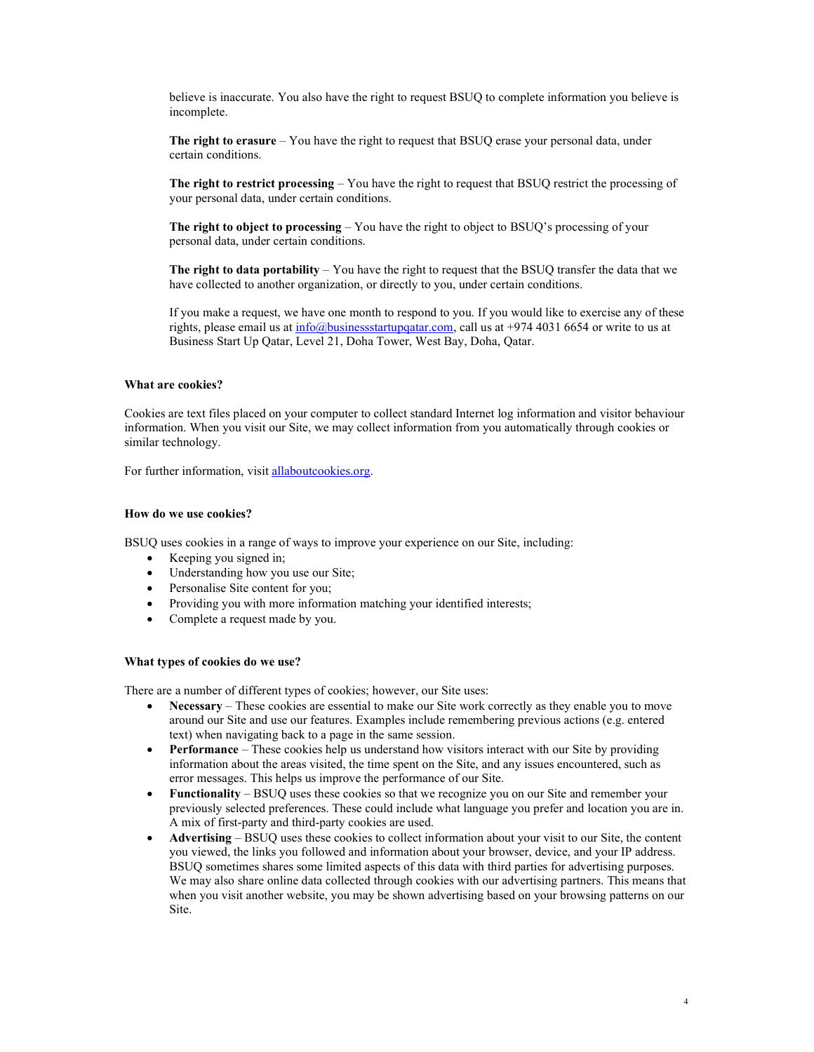believe is inaccurate. You also have the right to request BSUQ to complete information you believe is incomplete.

**The right to erasure** – You have the right to request that BSUQ erase your personal data, under certain conditions.

**The right to restrict processing** – You have the right to request that BSUQ restrict the processing of your personal data, under certain conditions.

**The right to object to processing** – You have the right to object to BSUQ's processing of your personal data, under certain conditions.

**The right to data portability** – You have the right to request that the BSUQ transfer the data that we have collected to another organization, or directly to you, under certain conditions.

If you make a request, we have one month to respond to you. If you would like to exercise any of these rights, please email us at info@businessstartupqatar.com, call us at +974 4031 6654 or write to us at Business Start Up Qatar, Level 21, Doha Tower, West Bay, Doha, Qatar.

**What are cookies?**

Cookies are text files placed on your computer to collect standard Internet log information and visitor behaviour information. When you visit our Site, we may collect information from you automatically through cookies or similar technology.

For further information, visit allaboutcookies.org.

**How do we use cookies?**

BSUQ uses cookies in a range of ways to improve your experience on our Site, including:

- Keeping you signed in;
- Understanding how you use our Site;
- Personalise Site content for you;
- Providing you with more information matching your identified interests;
- Complete a request made by you.

**What types of cookies do we use?**

There are a number of different types of cookies; however, our Site uses:

- **Necessary** – These cookies are essential to make our Site work correctly as they enable you to move around our Site and use our features. Examples include remembering previous actions (e.g. entered text) when navigating back to a page in the same session.
- **Performance** – These cookies help us understand how visitors interact with our Site by providing information about the areas visited, the time spent on the Site, and any issues encountered, such as error messages. This helps us improve the performance of our Site.
- **Functionality** – BSUQ uses these cookies so that we recognize you on our Site and remember your previously selected preferences. These could include what language you prefer and location you are in. A mix of first-party and third-party cookies are used.
- **Advertising** – BSUQ uses these cookies to collect information about your visit to our Site, the content you viewed, the links you followed and information about your browser, device, and your IP address. BSUQ sometimes shares some limited aspects of this data with third parties for advertising purposes. We may also share online data collected through cookies with our advertising partners. This means that when you visit another website, you may be shown advertising based on your browsing patterns on our Site.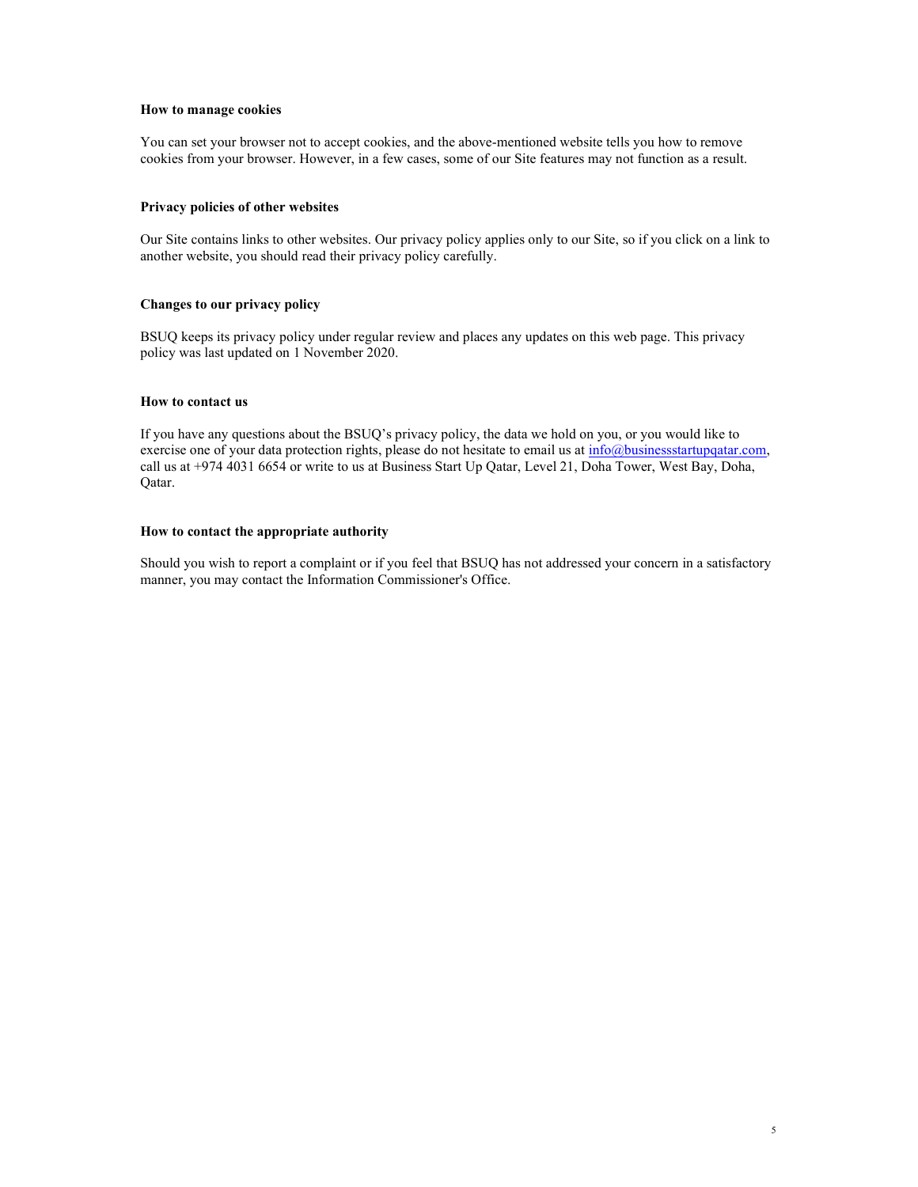**How to manage cookies**

You can set your browser not to accept cookies, and the above-mentioned website tells you how to remove cookies from your browser. However, in a few cases, some of our Site features may not function as a result.

**Privacy policies of other websites**

Our Site contains links to other websites. Our privacy policy applies only to our Site, so if you click on a link to another website, you should read their privacy policy carefully.

**Changes to our privacy policy**

BSUQ keeps its privacy policy under regular review and places any updates on this web page. This privacy policy was last updated on 1 November 2020.

**How to contact us**

If you have any questions about the BSUQ's privacy policy, the data we hold on you, or you would like to exercise one of your data protection rights, please do not hesitate to email us at info@businessstartupqatar.com, call us at +974 4031 6654 or write to us at Business Start Up Qatar, Level 21, Doha Tower, West Bay, Doha, Qatar.

**How to contact the appropriate authority**

Should you wish to report a complaint or if you feel that BSUQ has not addressed your concern in a satisfactory manner, you may contact the Information Commissioner's Office.